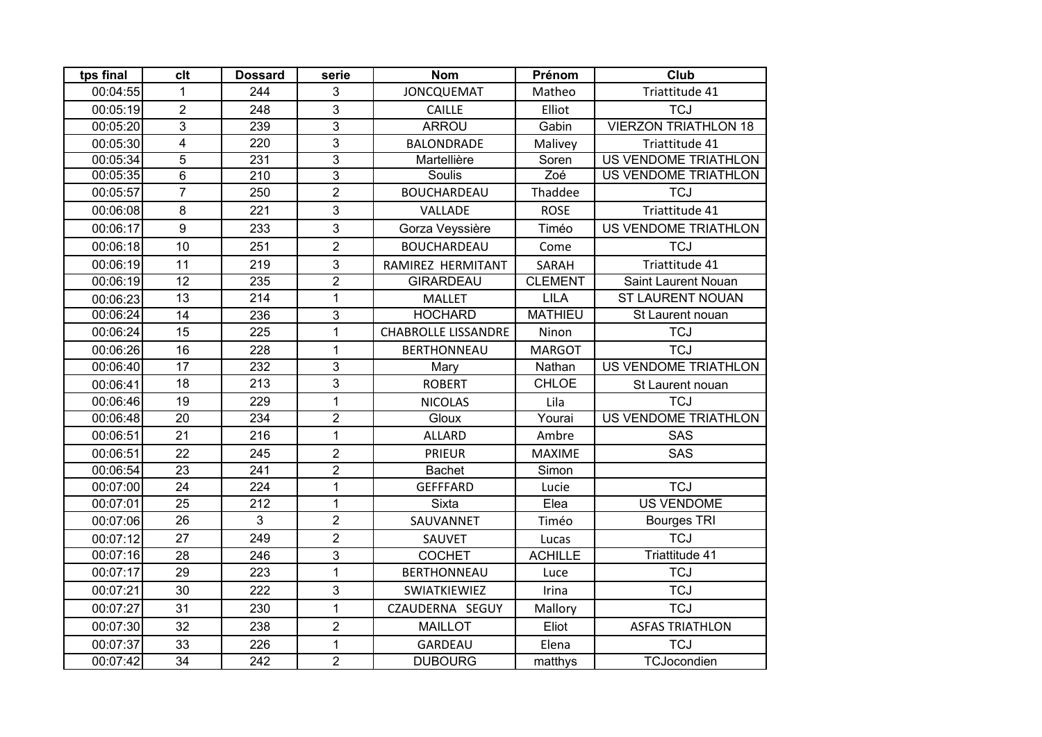| tps final | clt | Dossard | serie | Nom | Prénom | Club |
|---|---|---|---|---|---|---|
| 00:04:55 | 1 | 244 | 3 | JONCQUEMAT | Matheo | Triattitude 41 |
| 00:05:19 | 2 | 248 | 3 | CAILLE | Elliot | TCJ |
| 00:05:20 | 3 | 239 | 3 | ARROU | Gabin | VIERZON TRIATHLON 18 |
| 00:05:30 | 4 | 220 | 3 | BALONDRADE | Malivey | Triattitude 41 |
| 00:05:34 | 5 | 231 | 3 | Martellière | Soren | US VENDOME TRIATHLON |
| 00:05:35 | 6 | 210 | 3 | Soulis | Zoé | US VENDOME TRIATHLON |
| 00:05:57 | 7 | 250 | 2 | BOUCHARDEAU | Thaddee | TCJ |
| 00:06:08 | 8 | 221 | 3 | VALLADE | ROSE | Triattitude 41 |
| 00:06:17 | 9 | 233 | 3 | Gorza Veyssière | Timéo | US VENDOME TRIATHLON |
| 00:06:18 | 10 | 251 | 2 | BOUCHARDEAU | Come | TCJ |
| 00:06:19 | 11 | 219 | 3 | RAMIREZ HERMITANT | SARAH | Triattitude 41 |
| 00:06:19 | 12 | 235 | 2 | GIRARDEAU | CLEMENT | Saint Laurent Nouan |
| 00:06:23 | 13 | 214 | 1 | MALLET | LILA | ST LAURENT NOUAN |
| 00:06:24 | 14 | 236 | 3 | HOCHARD | MATHIEU | St Laurent nouan |
| 00:06:24 | 15 | 225 | 1 | CHABROLLE LISSANDRE | Ninon | TCJ |
| 00:06:26 | 16 | 228 | 1 | BERTHONNEAU | MARGOT | TCJ |
| 00:06:40 | 17 | 232 | 3 | Mary | Nathan | US VENDOME TRIATHLON |
| 00:06:41 | 18 | 213 | 3 | ROBERT | CHLOE | St Laurent nouan |
| 00:06:46 | 19 | 229 | 1 | NICOLAS | Lila | TCJ |
| 00:06:48 | 20 | 234 | 2 | Gloux | Yourai | US VENDOME TRIATHLON |
| 00:06:51 | 21 | 216 | 1 | ALLARD | Ambre | SAS |
| 00:06:51 | 22 | 245 | 2 | PRIEUR | MAXIME | SAS |
| 00:06:54 | 23 | 241 | 2 | Bachet | Simon | |
| 00:07:00 | 24 | 224 | 1 | GEFFFARD | Lucie | TCJ |
| 00:07:01 | 25 | 212 | 1 | Sixta | Elea | US VENDOME |
| 00:07:06 | 26 | 3 | 2 | SAUVANNET | Timéo | Bourges TRI |
| 00:07:12 | 27 | 249 | 2 | SAUVET | Lucas | TCJ |
| 00:07:16 | 28 | 246 | 3 | COCHET | ACHILLE | Triattitude 41 |
| 00:07:17 | 29 | 223 | 1 | BERTHONNEAU | Luce | TCJ |
| 00:07:21 | 30 | 222 | 3 | SWIATKIEWIEZ | Irina | TCJ |
| 00:07:27 | 31 | 230 | 1 | CZAUDERNA SEGUY | Mallory | TCJ |
| 00:07:30 | 32 | 238 | 2 | MAILLOT | Eliot | ASFAS TRIATHLON |
| 00:07:37 | 33 | 226 | 1 | GARDEAU | Elena | TCJ |
| 00:07:42 | 34 | 242 | 2 | DUBOURG | matthys | TCJocondien |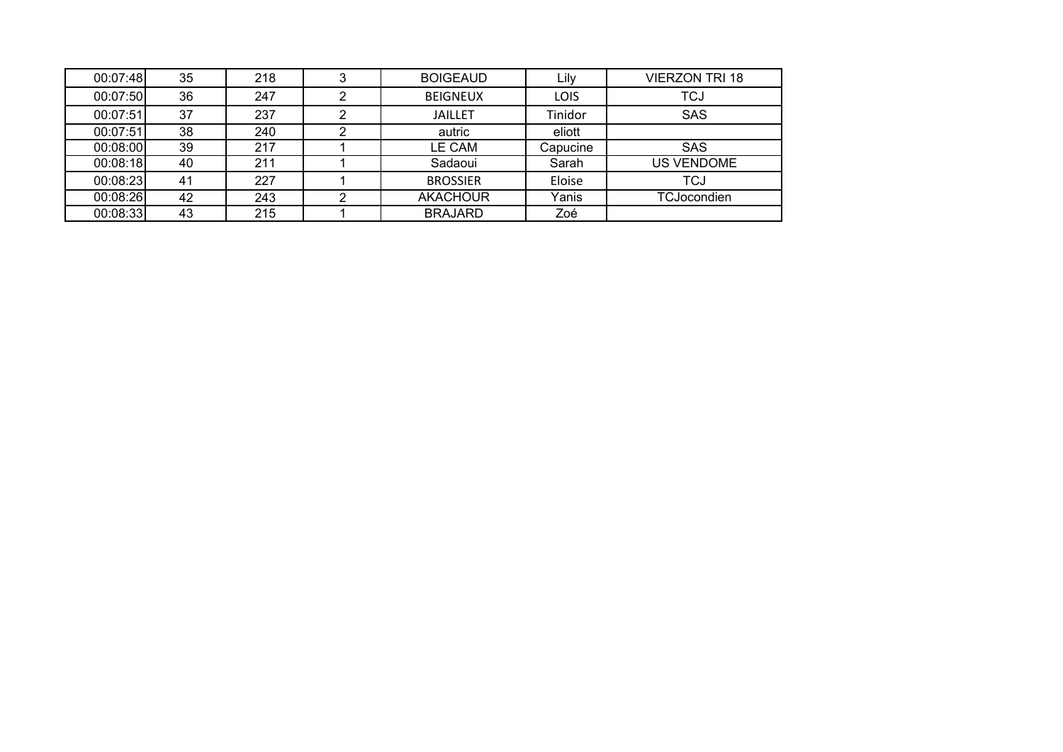| | | | | | | |
|---|---|---|---|---|---|---|
| 00:07:48 | 35 | 218 | 3 | BOIGEAUD | Lily | VIERZON TRI 18 |
| 00:07:50 | 36 | 247 | 2 | BEIGNEUX | LOIS | TCJ |
| 00:07:51 | 37 | 237 | 2 | JAILLET | Tinidor | SAS |
| 00:07:51 | 38 | 240 | 2 | autric | eliott | |
| 00:08:00 | 39 | 217 | 1 | LE CAM | Capucine | SAS |
| 00:08:18 | 40 | 211 | 1 | Sadaoui | Sarah | US VENDOME |
| 00:08:23 | 41 | 227 | 1 | BROSSIER | Eloise | TCJ |
| 00:08:26 | 42 | 243 | 2 | AKACHOUR | Yanis | TCJocondien |
| 00:08:33 | 43 | 215 | 1 | BRAJARD | Zoé | |